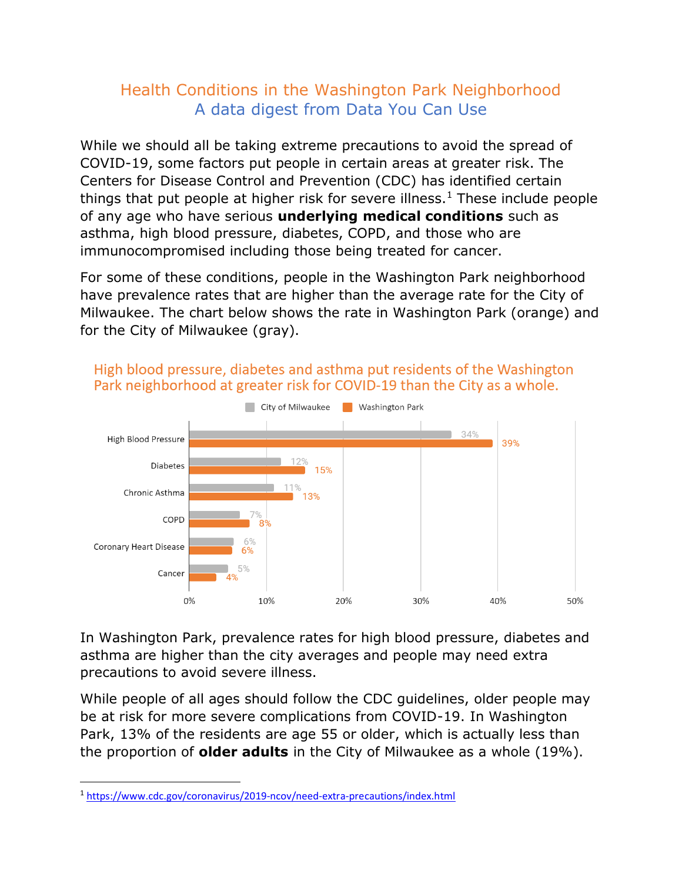# Health Conditions in the Washington Park Neighborhood

## A data digest from Data You Can Use

While we should all be taking extreme precautions to avoid the spread of COVID-19, some factors put people in certain areas at greater risk. The Centers for Disease Control and Prevention (CDC) has identified certain things that put people at higher risk for severe illness.[1] These include people of any age who have serious **underlying medical conditions** such as asthma, high blood pressure, diabetes, COPD, and those who are immunocompromised including those being treated for cancer.

For some of these conditions, people in the Washington Park neighborhood have prevalence rates that are higher than the average rate for the City of Milwaukee. The chart below shows the rate in Washington Park (orange) and for the City of Milwaukee (gray).

**High blood pressure, diabetes and asthma put residents of the Washington Park neighborhood at greater risk for COVID-19 than the City as a whole.**

| Condition | City of Milwaukee | Washington Park |
| --- | --- | --- |
| High Blood Pressure | 34% | 39% |
| Diabetes | 12% | 15% |
| Chronic Asthma | 11% | 13% |
| COPD | 7% | 8% |
| Coronary Heart Disease | 6% | 6% |
| Cancer | 5% | 4% |

In Washington Park, prevalence rates for high blood pressure, diabetes and asthma are higher than the city averages and people may need extra precautions to avoid severe illness.

While people of all ages should follow the CDC guidelines, older people may be at risk for more severe complications from COVID-19. In Washington Park, 13% of the residents are age 55 or older, which is actually less than the proportion of **older adults** in the City of Milwaukee as a whole (19%).

---

[1] https://www.cdc.gov/coronavirus/2019-ncov/need-extra-precautions/index.html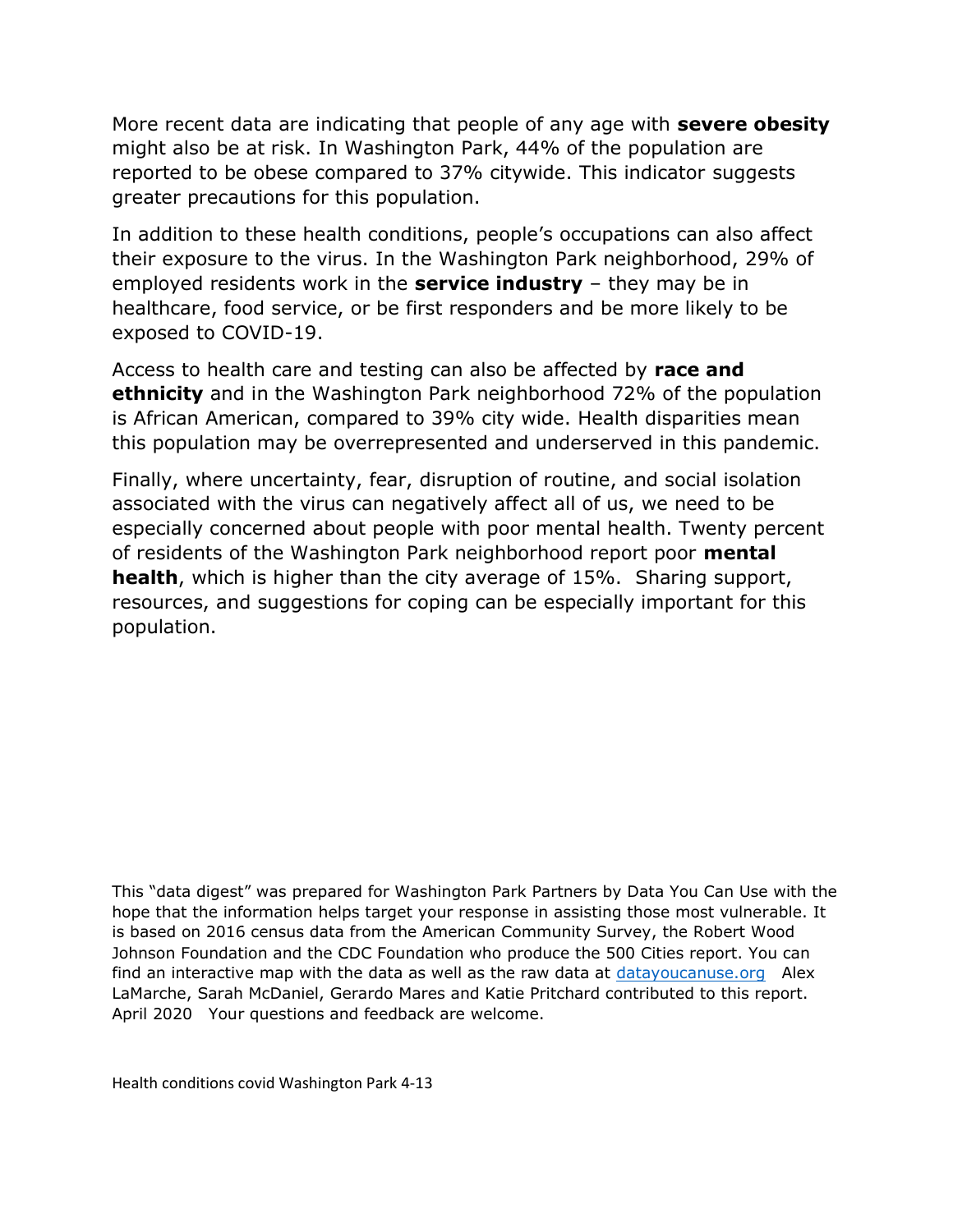More recent data are indicating that people of any age with **severe obesity** might also be at risk. In Washington Park, 44% of the population are reported to be obese compared to 37% citywide. This indicator suggests greater precautions for this population.

In addition to these health conditions, people's occupations can also affect their exposure to the virus. In the Washington Park neighborhood, 29% of employed residents work in the **service industry** – they may be in healthcare, food service, or be first responders and be more likely to be exposed to COVID-19.

Access to health care and testing can also be affected by **race and ethnicity** and in the Washington Park neighborhood 72% of the population is African American, compared to 39% city wide. Health disparities mean this population may be overrepresented and underserved in this pandemic.

Finally, where uncertainty, fear, disruption of routine, and social isolation associated with the virus can negatively affect all of us, we need to be especially concerned about people with poor mental health. Twenty percent of residents of the Washington Park neighborhood report poor **mental health**, which is higher than the city average of 15%. Sharing support, resources, and suggestions for coping can be especially important for this population.

This "data digest" was prepared for Washington Park Partners by Data You Can Use with the hope that the information helps target your response in assisting those most vulnerable. It is based on 2016 census data from the American Community Survey, the Robert Wood Johnson Foundation and the CDC Foundation who produce the 500 Cities report. You can find an interactive map with the data as well as the raw data at [datayoucanuse.org](datayoucanuse.org) Alex LaMarche, Sarah McDaniel, Gerardo Mares and Katie Pritchard contributed to this report. April 2020 Your questions and feedback are welcome.

Health conditions covid Washington Park 4-13